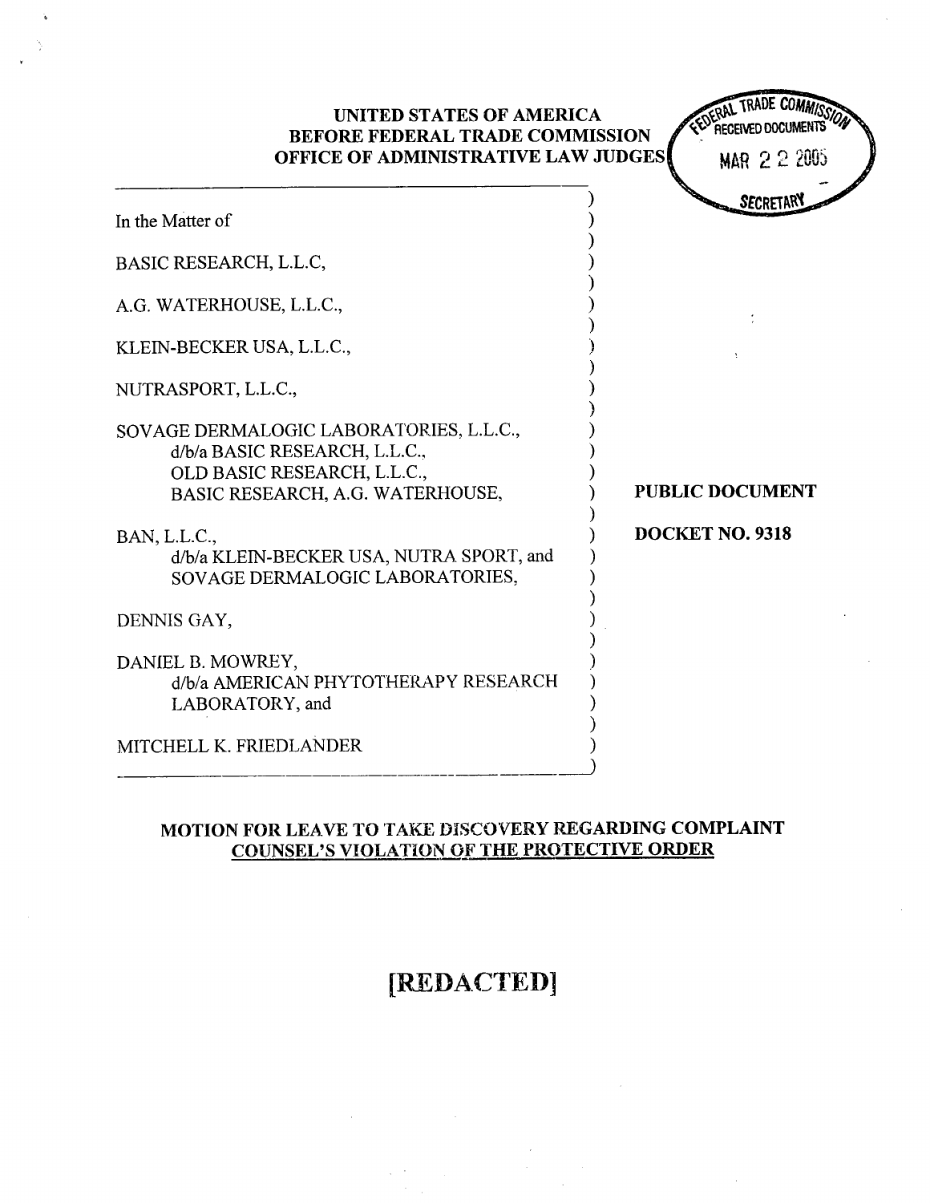**UNITED STATES OF AMERICA**
**BEFORE FEDERAL TRADE COMMISSION**
**OFFICE OF ADMINISTRATIVE LAW JUDGES**

FEDERAL TRADE COMMISSION RECEIVED DOCUMENTS MAR 22 2005 SECRETARY

In the Matter of

BASIC RESEARCH, L.L.C,

A.G. WATERHOUSE, L.L.C.,

KLEIN-BECKER USA, L.L.C.,

NUTRASPORT, L.L.C.,

SOVAGE DERMALOGIC LABORATORIES, L.L.C.,
d/b/a BASIC RESEARCH, L.L.C.,
OLD BASIC RESEARCH, L.L.C.,
BASIC RESEARCH, A.G. WATERHOUSE,

BAN, L.L.C.,
d/b/a KLEIN-BECKER USA, NUTRA SPORT, and
SOVAGE DERMALOGIC LABORATORIES,

DENNIS GAY,

DANIEL B. MOWREY,
d/b/a AMERICAN PHYTOTHERAPY RESEARCH
LABORATORY, and

MITCHELL K. FRIEDLANDER

**PUBLIC DOCUMENT**

**DOCKET NO. 9318**

**MOTION FOR LEAVE TO TAKE DISCOVERY REGARDING COMPLAINT COUNSEL'S VIOLATION OF THE PROTECTIVE ORDER**

# [REDACTED]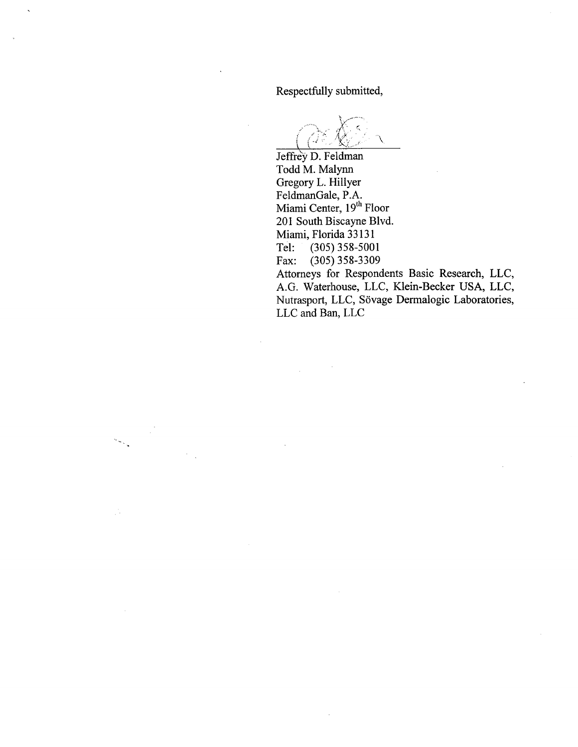Respectfully submitted,

Jeffrey D. Feldman
Todd M. Malynn
Gregory L. Hillyer
FeldmanGale, P.A.
Miami Center, 19th Floor
201 South Biscayne Blvd.
Miami, Florida 33131
Tel: (305) 358-5001
Fax: (305) 358-3309
Attorneys for Respondents Basic Research, LLC, A.G. Waterhouse, LLC, Klein-Becker USA, LLC, Nutrasport, LLC, Sövage Dermalogic Laboratories, LLC and Ban, LLC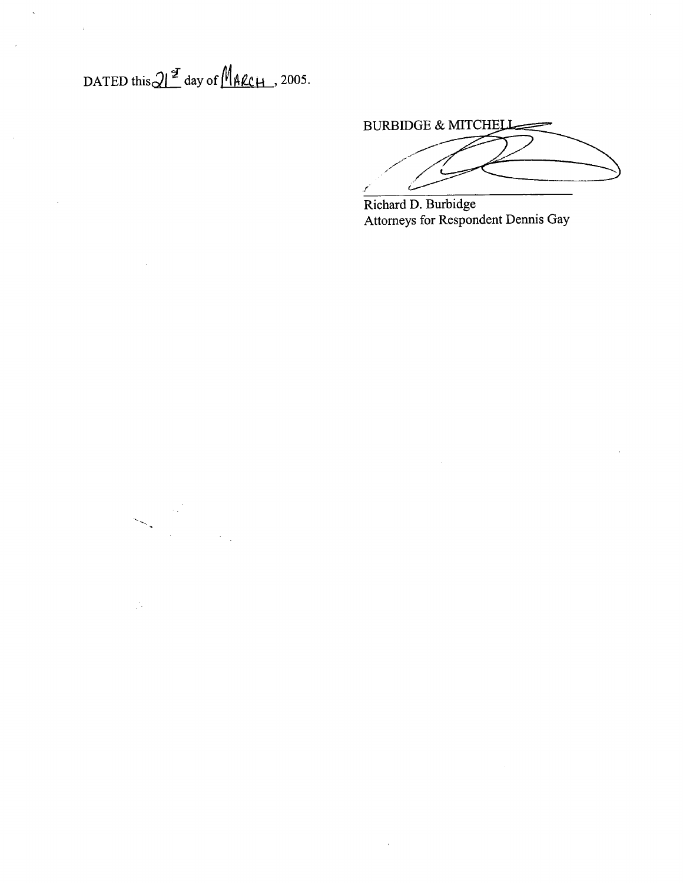DATED this 21st day of MARCH, 2005.

BURBIDGE & MITCHELL

Richard D. Burbidge
Attorneys for Respondent Dennis Gay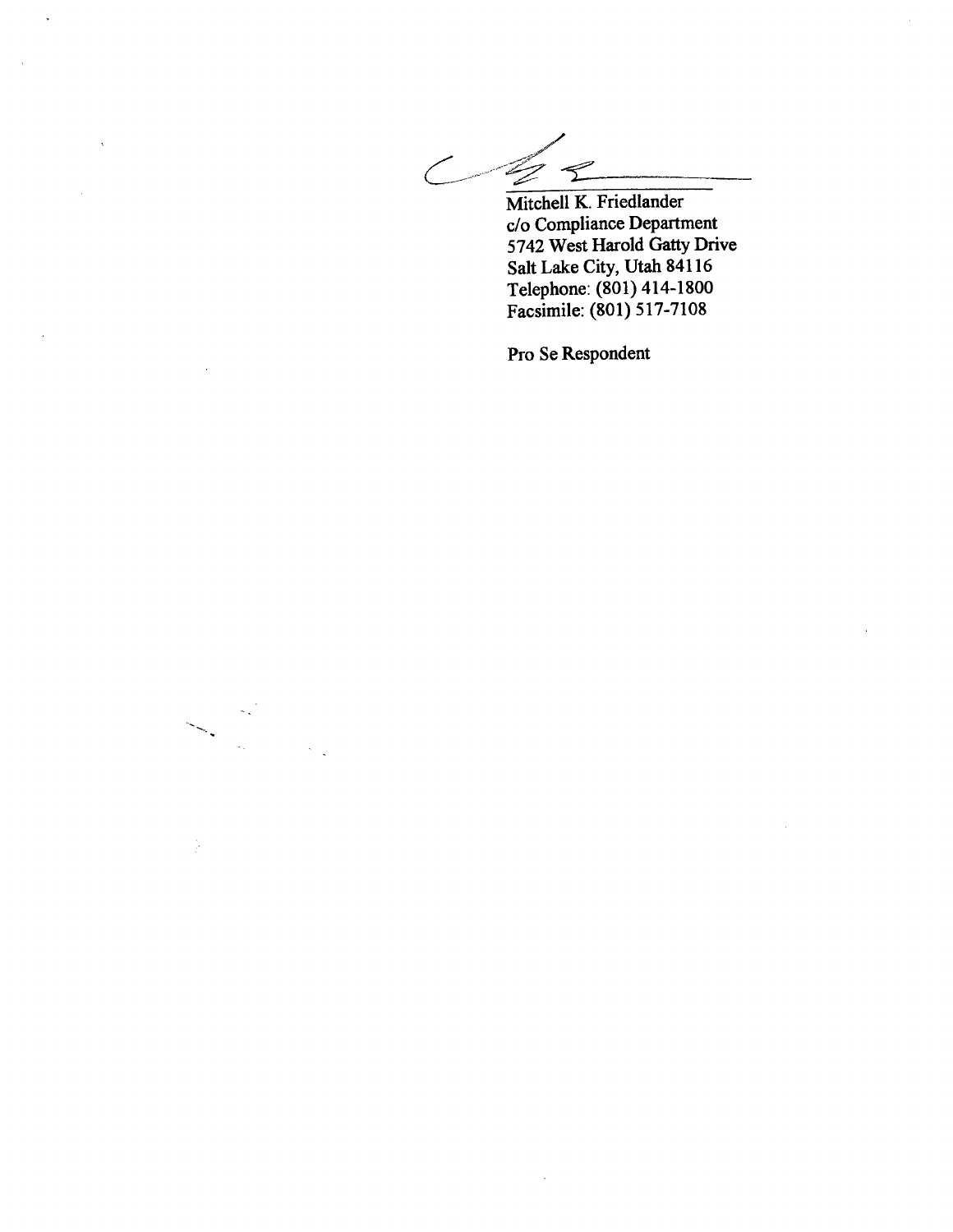Mitchell K. Friedlander
c/o Compliance Department
5742 West Harold Gatty Drive
Salt Lake City, Utah 84116
Telephone: (801) 414-1800
Facsimile: (801) 517-7108

Pro Se Respondent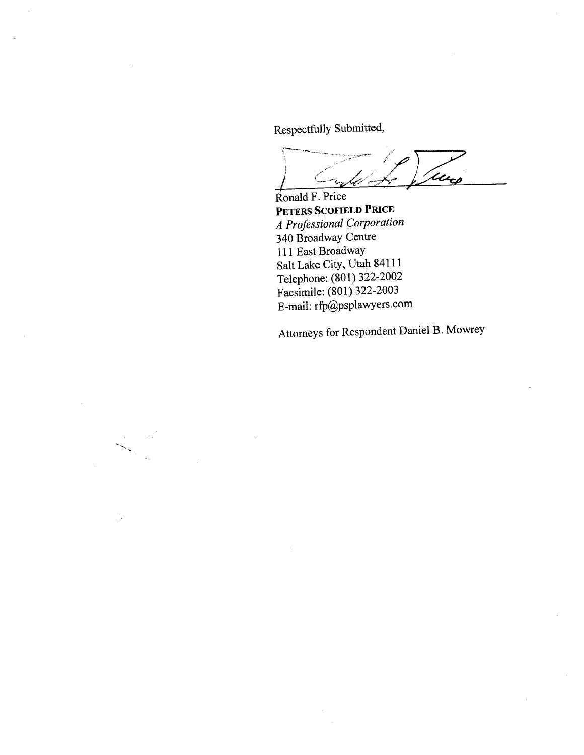Respectfully Submitted,

Ronald F. Price
**PETERS SCOFIELD PRICE**
*A Professional Corporation*
340 Broadway Centre
111 East Broadway
Salt Lake City, Utah 84111
Telephone: (801) 322-2002
Facsimile: (801) 322-2003
E-mail: rfp@psplawyers.com

Attorneys for Respondent Daniel B. Mowrey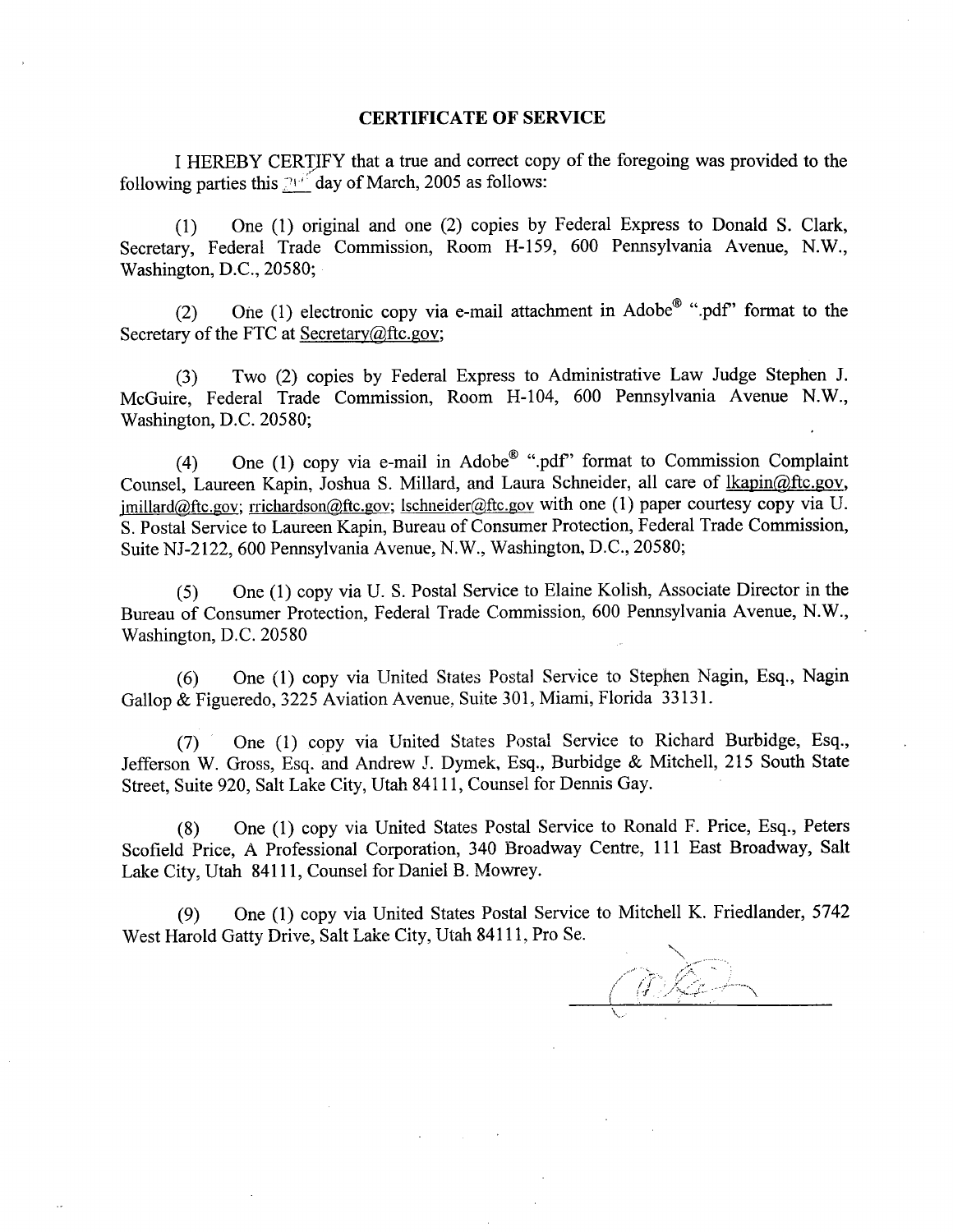## CERTIFICATE OF SERVICE

I HEREBY CERTIFY that a true and correct copy of the foregoing was provided to the following parties this 21st day of March, 2005 as follows:

(1) One (1) original and one (2) copies by Federal Express to Donald S. Clark, Secretary, Federal Trade Commission, Room H-159, 600 Pennsylvania Avenue, N.W., Washington, D.C., 20580;

(2) One (1) electronic copy via e-mail attachment in Adobe® ".pdf" format to the Secretary of the FTC at Secretary@ftc.gov;

(3) Two (2) copies by Federal Express to Administrative Law Judge Stephen J. McGuire, Federal Trade Commission, Room H-104, 600 Pennsylvania Avenue N.W., Washington, D.C. 20580;

(4) One (1) copy via e-mail in Adobe® ".pdf" format to Commission Complaint Counsel, Laureen Kapin, Joshua S. Millard, and Laura Schneider, all care of lkapin@ftc.gov, jmillard@ftc.gov; rrichardson@ftc.gov; lschneider@ftc.gov with one (1) paper courtesy copy via U. S. Postal Service to Laureen Kapin, Bureau of Consumer Protection, Federal Trade Commission, Suite NJ-2122, 600 Pennsylvania Avenue, N.W., Washington, D.C., 20580;

(5) One (1) copy via U. S. Postal Service to Elaine Kolish, Associate Director in the Bureau of Consumer Protection, Federal Trade Commission, 600 Pennsylvania Avenue, N.W., Washington, D.C. 20580

(6) One (1) copy via United States Postal Service to Stephen Nagin, Esq., Nagin Gallop & Figueredo, 3225 Aviation Avenue, Suite 301, Miami, Florida 33131.

(7) One (1) copy via United States Postal Service to Richard Burbidge, Esq., Jefferson W. Gross, Esq. and Andrew J. Dymek, Esq., Burbidge & Mitchell, 215 South State Street, Suite 920, Salt Lake City, Utah 84111, Counsel for Dennis Gay.

(8) One (1) copy via United States Postal Service to Ronald F. Price, Esq., Peters Scofield Price, A Professional Corporation, 340 Broadway Centre, 111 East Broadway, Salt Lake City, Utah 84111, Counsel for Daniel B. Mowrey.

(9) One (1) copy via United States Postal Service to Mitchell K. Friedlander, 5742 West Harold Gatty Drive, Salt Lake City, Utah 84111, Pro Se.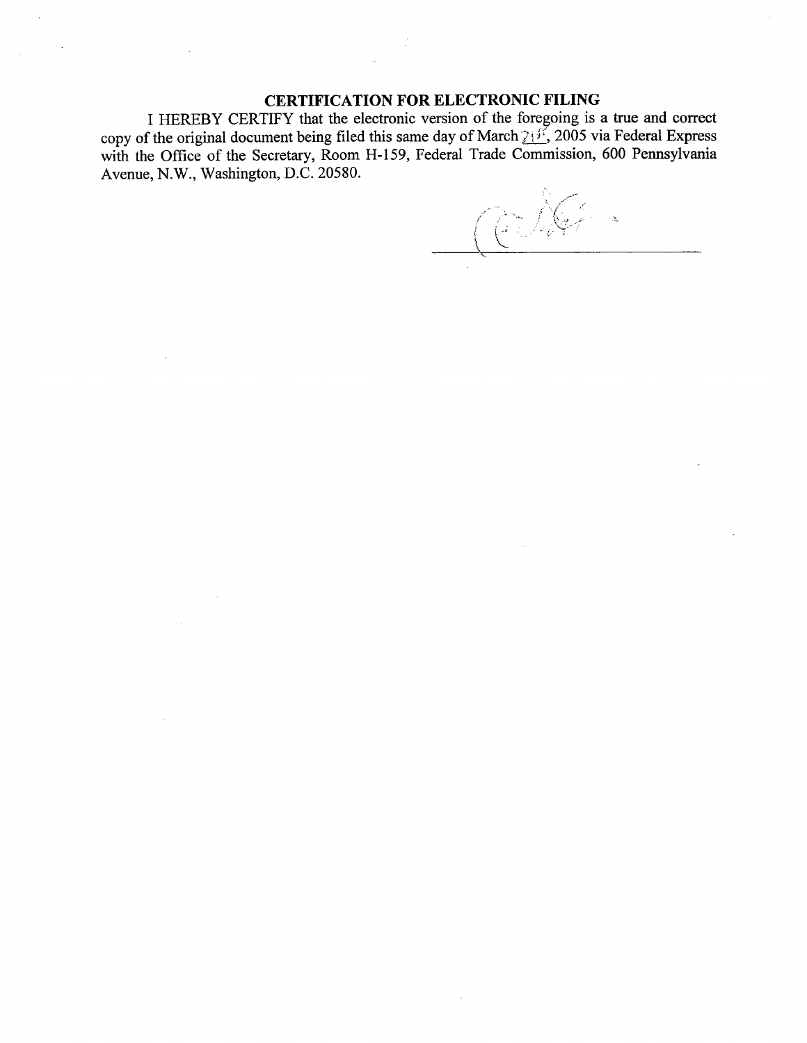## CERTIFICATION FOR ELECTRONIC FILING

I HEREBY CERTIFY that the electronic version of the foregoing is a true and correct copy of the original document being filed this same day of March 21, 2005 via Federal Express with the Office of the Secretary, Room H-159, Federal Trade Commission, 600 Pennsylvania Avenue, N.W., Washington, D.C. 20580.

______________________________